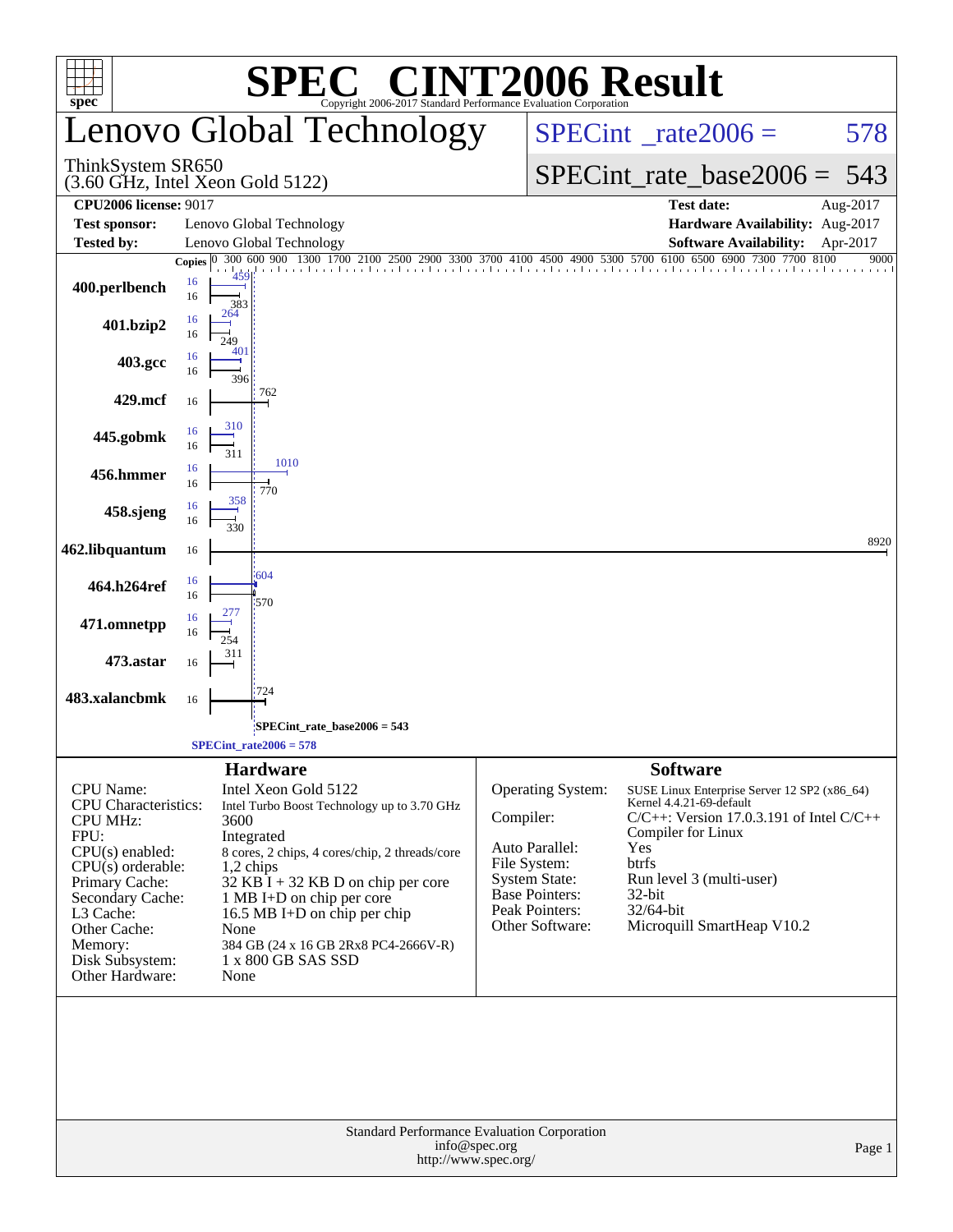# SPEC® CINT2006 Result

Copyright 2006-2017 Standard Performance Evaluation Corporation

## Lenovo Global Technology

ThinkSystem SR650
(3.60 GHz, Intel Xeon Gold 5122)

SPECint_rate2006 = 578

SPECint_rate_base2006 = 543

| | | | |
|---|---|---|---|
| **CPU2006 license:** 9017 | | **Test date:** | Aug-2017 |
| **Test sponsor:** | Lenovo Global Technology | **Hardware Availability:** | Aug-2017 |
| **Tested by:** | Lenovo Global Technology | **Software Availability:** | Apr-2017 |

| Benchmark | Copies (peak) | Peak | Copies (base) | Base |
|---|---|---|---|---|
| 400.perlbench | 16 | 459 | 16 | 383 |
| 401.bzip2 | 16 | 264 | 16 | 249 |
| 403.gcc | 16 | 401 | 16 | 396 |
| 429.mcf | | | 16 | 762 |
| 445.gobmk | 16 | 310 | 16 | 311 |
| 456.hmmer | 16 | 1010 | 16 | 770 |
| 458.sjeng | 16 | 358 | 16 | 330 |
| 462.libquantum | | | 16 | 8920 |
| 464.h264ref | 16 | 604 | 16 | 570 |
| 471.omnetpp | 16 | 277 | 16 | 254 |
| 473.astar | | | 16 | 311 |
| 483.xalancbmk | | | 16 | 724 |

SPECint_rate_base2006 = 543

SPECint_rate2006 = 578

### Hardware

| | |
|---|---|
| CPU Name: | Intel Xeon Gold 5122 |
| CPU Characteristics: | Intel Turbo Boost Technology up to 3.70 GHz |
| CPU MHz: | 3600 |
| FPU: | Integrated |
| CPU(s) enabled: | 8 cores, 2 chips, 4 cores/chip, 2 threads/core |
| CPU(s) orderable: | 1,2 chips |
| Primary Cache: | 32 KB I + 32 KB D on chip per core |
| Secondary Cache: | 1 MB I+D on chip per core |
| L3 Cache: | 16.5 MB I+D on chip per chip |
| Other Cache: | None |
| Memory: | 384 GB (24 x 16 GB 2Rx8 PC4-2666V-R) |
| Disk Subsystem: | 1 x 800 GB SAS SSD |
| Other Hardware: | None |

### Software

| | |
|---|---|
| Operating System: | SUSE Linux Enterprise Server 12 SP2 (x86_64) Kernel 4.4.21-69-default |
| Compiler: | C/C++: Version 17.0.3.191 of Intel C/C++ Compiler for Linux |
| Auto Parallel: | Yes |
| File System: | btrfs |
| System State: | Run level 3 (multi-user) |
| Base Pointers: | 32-bit |
| Peak Pointers: | 32/64-bit |
| Other Software: | Microquill SmartHeap V10.2 |

Standard Performance Evaluation Corporation
info@spec.org
http://www.spec.org/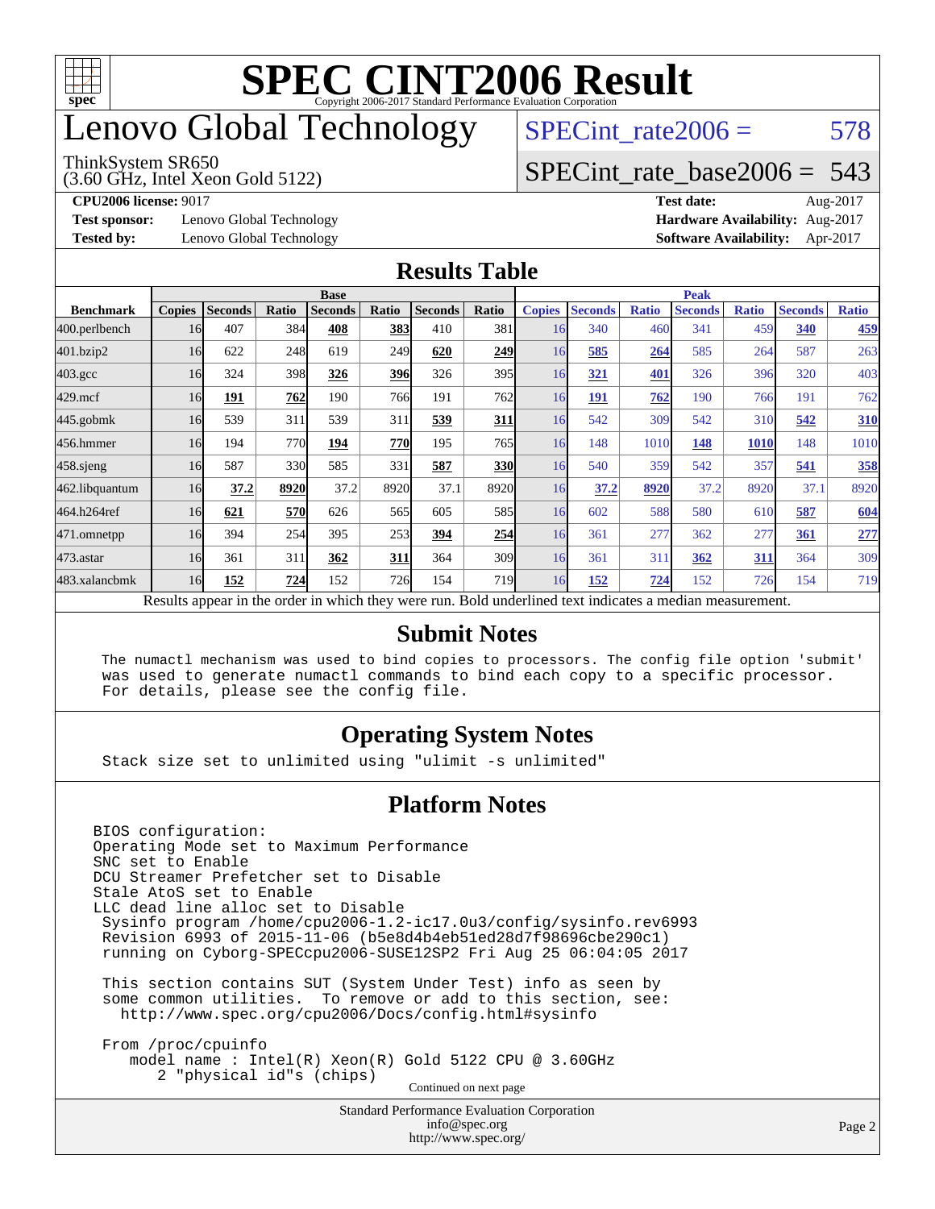# SPEC CINT2006 Result

Copyright 2006-2017 Standard Performance Evaluation Corporation

# Lenovo Global Technology

ThinkSystem SR650
(3.60 GHz, Intel Xeon Gold 5122)

SPECint_rate2006 = 578

SPECint_rate_base2006 = 543

**CPU2006 license:** 9017
**Test sponsor:** Lenovo Global Technology
**Tested by:** Lenovo Global Technology

**Test date:** Aug-2017
**Hardware Availability:** Aug-2017
**Software Availability:** Apr-2017

## Results Table

| | Base | | | | | | | Peak | | | | | | |
|---|---|---|---|---|---|---|---|---|---|---|---|---|---|---|
| **Benchmark** | **Copies** | **Seconds** | **Ratio** | **Seconds** | **Ratio** | **Seconds** | **Ratio** | **Copies** | **Seconds** | **Ratio** | **Seconds** | **Ratio** | **Seconds** | **Ratio** |
| 400.perlbench | 16 | 407 | 384 | **408** | **383** | 410 | 381 | 16 | 340 | 460 | 341 | 459 | **340** | **459** |
| 401.bzip2 | 16 | 622 | 248 | 619 | 249 | **620** | **249** | 16 | **585** | **264** | 585 | 264 | 587 | 263 |
| 403.gcc | 16 | 324 | 398 | **326** | **396** | 326 | 395 | 16 | **321** | **401** | 326 | 396 | 320 | 403 |
| 429.mcf | 16 | **191** | **762** | 190 | 766 | 191 | 762 | 16 | **191** | **762** | 190 | 766 | 191 | 762 |
| 445.gobmk | 16 | 539 | 311 | 539 | 311 | **539** | **311** | 16 | 542 | 309 | 542 | 310 | **542** | **310** |
| 456.hmmer | 16 | 194 | 770 | **194** | **770** | 195 | 765 | 16 | 148 | 1010 | **148** | **1010** | 148 | 1010 |
| 458.sjeng | 16 | 587 | 330 | 585 | 331 | **587** | **330** | 16 | 540 | 359 | 542 | 357 | **541** | **358** |
| 462.libquantum | 16 | **37.2** | **8920** | 37.2 | 8920 | 37.1 | 8920 | 16 | **37.2** | **8920** | 37.2 | 8920 | 37.1 | 8920 |
| 464.h264ref | 16 | **621** | **570** | 626 | 565 | 605 | 585 | 16 | 602 | 588 | 580 | 610 | **587** | **604** |
| 471.omnetpp | 16 | 394 | 254 | 395 | 253 | **394** | **254** | 16 | 361 | 277 | 362 | 277 | **361** | **277** |
| 473.astar | 16 | 361 | 311 | **362** | **311** | 364 | 309 | 16 | 361 | 311 | **362** | **311** | 364 | 309 |
| 483.xalancbmk | 16 | **152** | **724** | 152 | 726 | 154 | 719 | 16 | **152** | **724** | 152 | 726 | 154 | 719 |

Results appear in the order in which they were run. Bold underlined text indicates a median measurement.

## Submit Notes

```
The numactl mechanism was used to bind copies to processors. The config file option 'submit'
was used to generate numactl commands to bind each copy to a specific processor.
For details, please see the config file.
```

## Operating System Notes

```
Stack size set to unlimited using "ulimit -s unlimited"
```

## Platform Notes

```
BIOS configuration:
Operating Mode set to Maximum Performance
SNC set to Enable
DCU Streamer Prefetcher set to Disable
Stale AtoS set to Enable
LLC dead line alloc set to Disable
 Sysinfo program /home/cpu2006-1.2-ic17.0u3/config/sysinfo.rev6993
 Revision 6993 of 2015-11-06 (b5e8d4b4eb51ed28d7f98696cbe290c1)
 running on Cyborg-SPECcpu2006-SUSE12SP2 Fri Aug 25 06:04:05 2017

 This section contains SUT (System Under Test) info as seen by
 some common utilities.  To remove or add to this section, see:
   http://www.spec.org/cpu2006/Docs/config.html#sysinfo

 From /proc/cpuinfo
    model name : Intel(R) Xeon(R) Gold 5122 CPU @ 3.60GHz
       2 "physical id"s (chips)
```

Continued on next page

Standard Performance Evaluation Corporation
info@spec.org
http://www.spec.org/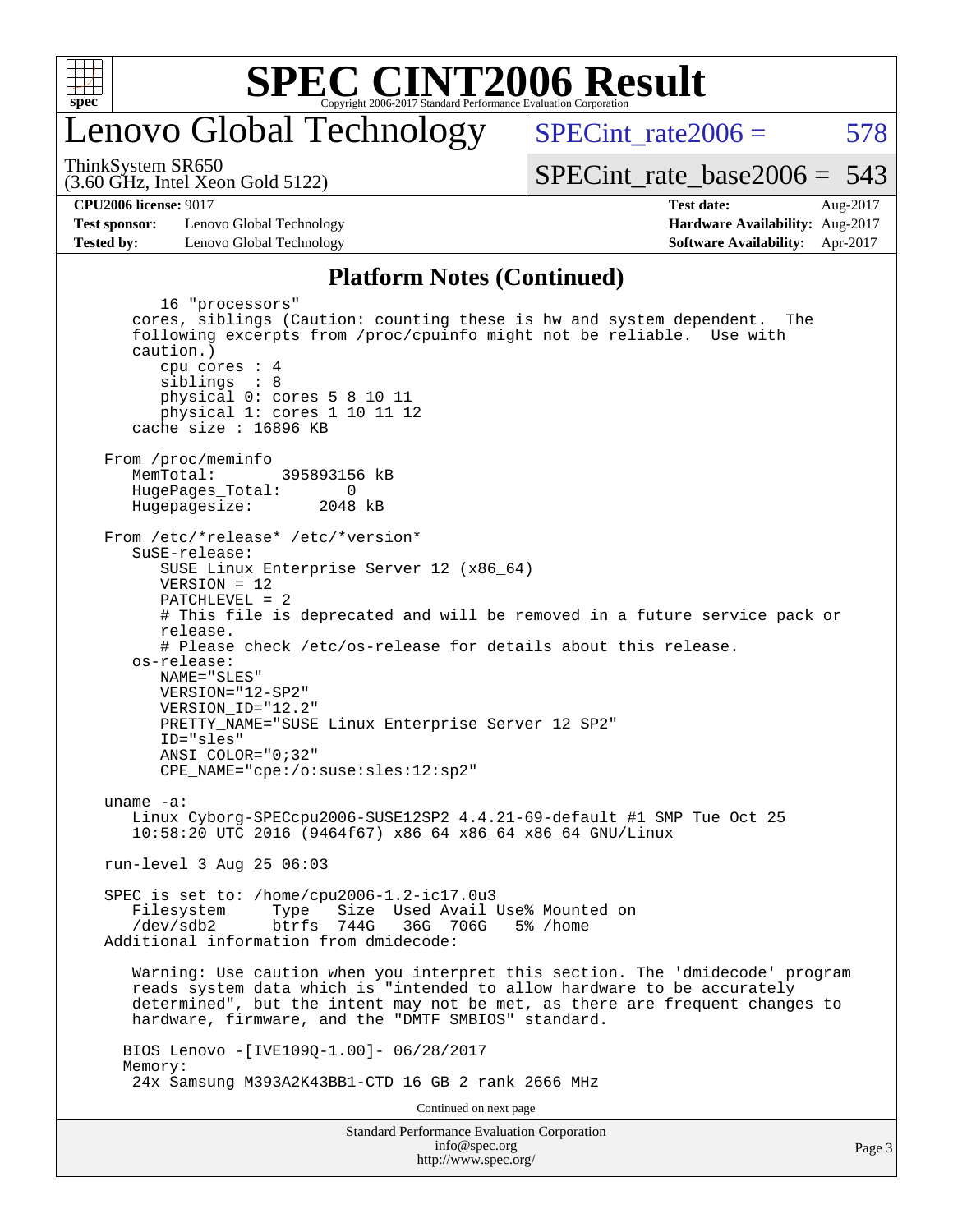# SPEC CINT2006 Result

## Lenovo Global Technology

ThinkSystem SR650
(3.60 GHz, Intel Xeon Gold 5122)

SPECint_rate2006 = 578

SPECint_rate_base2006 = 543

| | | | |
|---|---|---|---|
| **CPU2006 license:** 9017 | | **Test date:** | Aug-2017 |
| **Test sponsor:** | Lenovo Global Technology | **Hardware Availability:** | Aug-2017 |
| **Tested by:** | Lenovo Global Technology | **Software Availability:** | Apr-2017 |

### Platform Notes (Continued)

```
          16 "processors"
       cores, siblings (Caution: counting these is hw and system dependent.  The
       following excerpts from /proc/cpuinfo might not be reliable.  Use with
       caution.)
          cpu cores : 4
          siblings  : 8
          physical 0: cores 5 8 10 11
          physical 1: cores 1 10 11 12
       cache size : 16896 KB

    From /proc/meminfo
       MemTotal:       395893156 kB
       HugePages_Total:       0
       Hugepagesize:       2048 kB

    From /etc/*release* /etc/*version*
       SuSE-release:
          SUSE Linux Enterprise Server 12 (x86_64)
          VERSION = 12
          PATCHLEVEL = 2
          # This file is deprecated and will be removed in a future service pack or
          release.
          # Please check /etc/os-release for details about this release.
       os-release:
          NAME="SLES"
          VERSION="12-SP2"
          VERSION_ID="12.2"
          PRETTY_NAME="SUSE Linux Enterprise Server 12 SP2"
          ID="sles"
          ANSI_COLOR="0;32"
          CPE_NAME="cpe:/o:suse:sles:12:sp2"

    uname -a:
       Linux Cyborg-SPECcpu2006-SUSE12SP2 4.4.21-69-default #1 SMP Tue Oct 25
       10:58:20 UTC 2016 (9464f67) x86_64 x86_64 x86_64 GNU/Linux

    run-level 3 Aug 25 06:03

    SPEC is set to: /home/cpu2006-1.2-ic17.0u3
       Filesystem     Type   Size  Used Avail Use% Mounted on
       /dev/sdb2      btrfs  744G   36G  706G   5% /home
    Additional information from dmidecode:

       Warning: Use caution when you interpret this section. The 'dmidecode' program
       reads system data which is "intended to allow hardware to be accurately
       determined", but the intent may not be met, as there are frequent changes to
       hardware, firmware, and the "DMTF SMBIOS" standard.

      BIOS Lenovo -[IVE109Q-1.00]- 06/28/2017
      Memory:
       24x Samsung M393A2K43BB1-CTD 16 GB 2 rank 2666 MHz
```

Continued on next page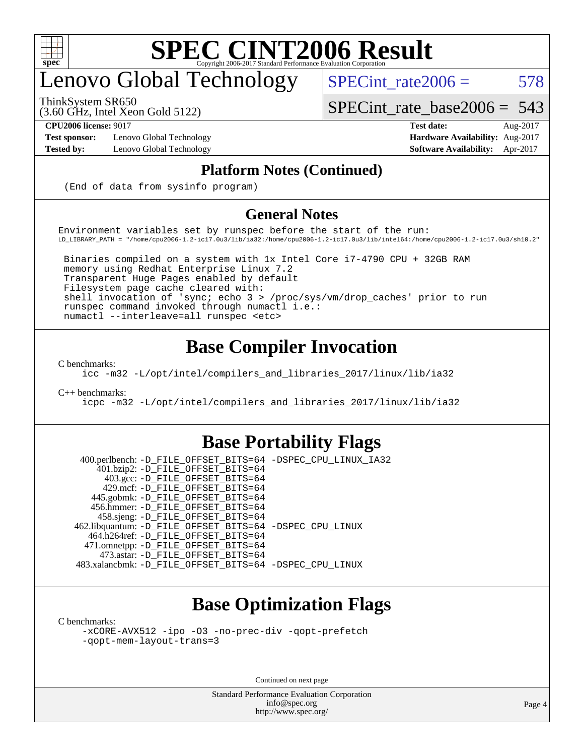# SPEC CINT2006 Result

Copyright 2006-2017 Standard Performance Evaluation Corporation

## Lenovo Global Technology

ThinkSystem SR650
(3.60 GHz, Intel Xeon Gold 5122)

SPECint_rate2006 = 578

SPECint_rate_base2006 = 543

**CPU2006 license:** 9017
**Test sponsor:** Lenovo Global Technology
**Tested by:** Lenovo Global Technology

**Test date:** Aug-2017
**Hardware Availability:** Aug-2017
**Software Availability:** Apr-2017

## Platform Notes (Continued)

```
(End of data from sysinfo program)
```

## General Notes

```
Environment variables set by runspec before the start of the run:
LD_LIBRARY_PATH = "/home/cpu2006-1.2-ic17.0u3/lib/ia32:/home/cpu2006-1.2-ic17.0u3/lib/intel64:/home/cpu2006-1.2-ic17.0u3/sh10.2"

 Binaries compiled on a system with 1x Intel Core i7-4790 CPU + 32GB RAM
 memory using Redhat Enterprise Linux 7.2
 Transparent Huge Pages enabled by default
 Filesystem page cache cleared with:
 shell invocation of 'sync; echo 3 > /proc/sys/vm/drop_caches' prior to run
 runspec command invoked through numactl i.e.:
 numactl --interleave=all runspec <etc>
```

## Base Compiler Invocation

C benchmarks:

```
icc -m32 -L/opt/intel/compilers_and_libraries_2017/linux/lib/ia32
```

C++ benchmarks:

```
icpc -m32 -L/opt/intel/compilers_and_libraries_2017/linux/lib/ia32
```

## Base Portability Flags

```
   400.perlbench: -D_FILE_OFFSET_BITS=64 -DSPEC_CPU_LINUX_IA32
       401.bzip2: -D_FILE_OFFSET_BITS=64
         403.gcc: -D_FILE_OFFSET_BITS=64
         429.mcf: -D_FILE_OFFSET_BITS=64
       445.gobmk: -D_FILE_OFFSET_BITS=64
       456.hmmer: -D_FILE_OFFSET_BITS=64
       458.sjeng: -D_FILE_OFFSET_BITS=64
  462.libquantum: -D_FILE_OFFSET_BITS=64 -DSPEC_CPU_LINUX
     464.h264ref: -D_FILE_OFFSET_BITS=64
     471.omnetpp: -D_FILE_OFFSET_BITS=64
       473.astar: -D_FILE_OFFSET_BITS=64
  483.xalancbmk: -D_FILE_OFFSET_BITS=64 -DSPEC_CPU_LINUX
```

## Base Optimization Flags

C benchmarks:

```
-xCORE-AVX512 -ipo -O3 -no-prec-div -qopt-prefetch
-qopt-mem-layout-trans=3
```

Continued on next page

Standard Performance Evaluation Corporation
info@spec.org
http://www.spec.org/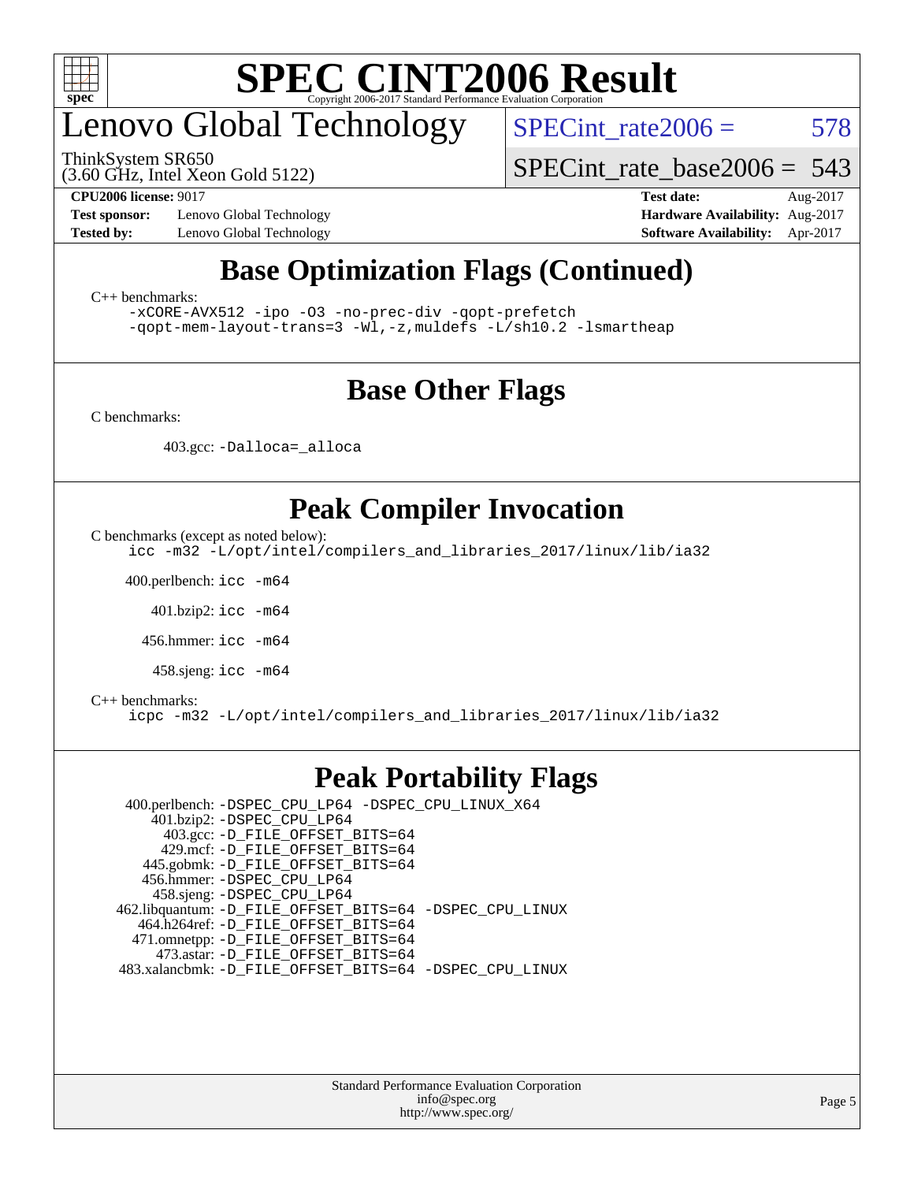# SPEC CINT2006 Result

Copyright 2006-2017 Standard Performance Evaluation Corporation

## Lenovo Global Technology

ThinkSystem SR650
(3.60 GHz, Intel Xeon Gold 5122)

SPECint_rate2006 = 578

SPECint_rate_base2006 = 543

**CPU2006 license:** 9017
**Test sponsor:** Lenovo Global Technology
**Tested by:** Lenovo Global Technology

**Test date:** Aug-2017
**Hardware Availability:** Aug-2017
**Software Availability:** Apr-2017

## Base Optimization Flags (Continued)

C++ benchmarks:

```
-xCORE-AVX512 -ipo -O3 -no-prec-div -qopt-prefetch
-qopt-mem-layout-trans=3 -Wl,-z,muldefs -L/sh10.2 -lsmartheap
```

## Base Other Flags

C benchmarks:

403.gcc: `-Dalloca=_alloca`

## Peak Compiler Invocation

C benchmarks (except as noted below):

```
icc -m32 -L/opt/intel/compilers_and_libraries_2017/linux/lib/ia32
```

400.perlbench: `icc -m64`

401.bzip2: `icc -m64`

456.hmmer: `icc -m64`

458.sjeng: `icc -m64`

C++ benchmarks:

```
icpc -m32 -L/opt/intel/compilers_and_libraries_2017/linux/lib/ia32
```

## Peak Portability Flags

400.perlbench: `-DSPEC_CPU_LP64 -DSPEC_CPU_LINUX_X64`
401.bzip2: `-DSPEC_CPU_LP64`
403.gcc: `-D_FILE_OFFSET_BITS=64`
429.mcf: `-D_FILE_OFFSET_BITS=64`
445.gobmk: `-D_FILE_OFFSET_BITS=64`
456.hmmer: `-DSPEC_CPU_LP64`
458.sjeng: `-DSPEC_CPU_LP64`
462.libquantum: `-D_FILE_OFFSET_BITS=64 -DSPEC_CPU_LINUX`
464.h264ref: `-D_FILE_OFFSET_BITS=64`
471.omnetpp: `-D_FILE_OFFSET_BITS=64`
473.astar: `-D_FILE_OFFSET_BITS=64`
483.xalancbmk: `-D_FILE_OFFSET_BITS=64 -DSPEC_CPU_LINUX`

Standard Performance Evaluation Corporation
info@spec.org
http://www.spec.org/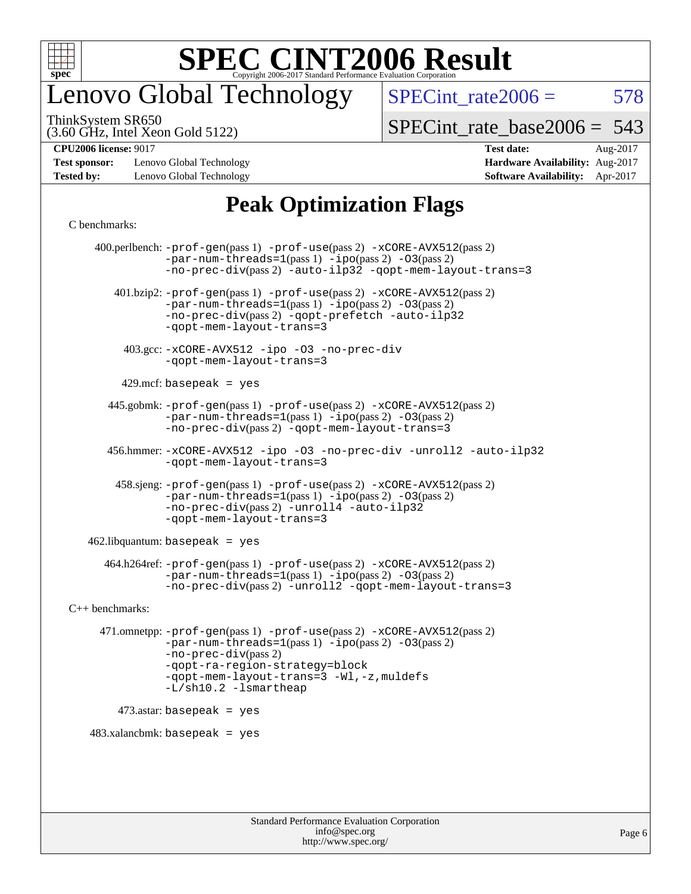# SPEC CINT2006 Result

Copyright 2006-2017 Standard Performance Evaluation Corporation

## Lenovo Global Technology

ThinkSystem SR650
(3.60 GHz, Intel Xeon Gold 5122)

SPECint_rate2006 = 578

SPECint_rate_base2006 = 543

| | | | |
|---|---|---|---|
| **CPU2006 license:** 9017 | | **Test date:** | Aug-2017 |
| **Test sponsor:** | Lenovo Global Technology | **Hardware Availability:** | Aug-2017 |
| **Tested by:** | Lenovo Global Technology | **Software Availability:** | Apr-2017 |

## Peak Optimization Flags

C benchmarks:

400.perlbench: -prof-gen(pass 1) -prof-use(pass 2) -xCORE-AVX512(pass 2) -par-num-threads=1(pass 1) -ipo(pass 2) -O3(pass 2) -no-prec-div(pass 2) -auto-ilp32 -qopt-mem-layout-trans=3

401.bzip2: -prof-gen(pass 1) -prof-use(pass 2) -xCORE-AVX512(pass 2) -par-num-threads=1(pass 1) -ipo(pass 2) -O3(pass 2) -no-prec-div(pass 2) -qopt-prefetch -auto-ilp32 -qopt-mem-layout-trans=3

403.gcc: -xCORE-AVX512 -ipo -O3 -no-prec-div -qopt-mem-layout-trans=3

429.mcf: basepeak = yes

445.gobmk: -prof-gen(pass 1) -prof-use(pass 2) -xCORE-AVX512(pass 2) -par-num-threads=1(pass 1) -ipo(pass 2) -O3(pass 2) -no-prec-div(pass 2) -qopt-mem-layout-trans=3

456.hmmer: -xCORE-AVX512 -ipo -O3 -no-prec-div -unroll2 -auto-ilp32 -qopt-mem-layout-trans=3

458.sjeng: -prof-gen(pass 1) -prof-use(pass 2) -xCORE-AVX512(pass 2) -par-num-threads=1(pass 1) -ipo(pass 2) -O3(pass 2) -no-prec-div(pass 2) -unroll4 -auto-ilp32 -qopt-mem-layout-trans=3

462.libquantum: basepeak = yes

464.h264ref: -prof-gen(pass 1) -prof-use(pass 2) -xCORE-AVX512(pass 2) -par-num-threads=1(pass 1) -ipo(pass 2) -O3(pass 2) -no-prec-div(pass 2) -unroll2 -qopt-mem-layout-trans=3

C++ benchmarks:

471.omnetpp: -prof-gen(pass 1) -prof-use(pass 2) -xCORE-AVX512(pass 2) -par-num-threads=1(pass 1) -ipo(pass 2) -O3(pass 2) -no-prec-div(pass 2) -qopt-ra-region-strategy=block -qopt-mem-layout-trans=3 -Wl,-z,muldefs -L/sh10.2 -lsmartheap

473.astar: basepeak = yes

483.xalancbmk: basepeak = yes

Standard Performance Evaluation Corporation
info@spec.org
http://www.spec.org/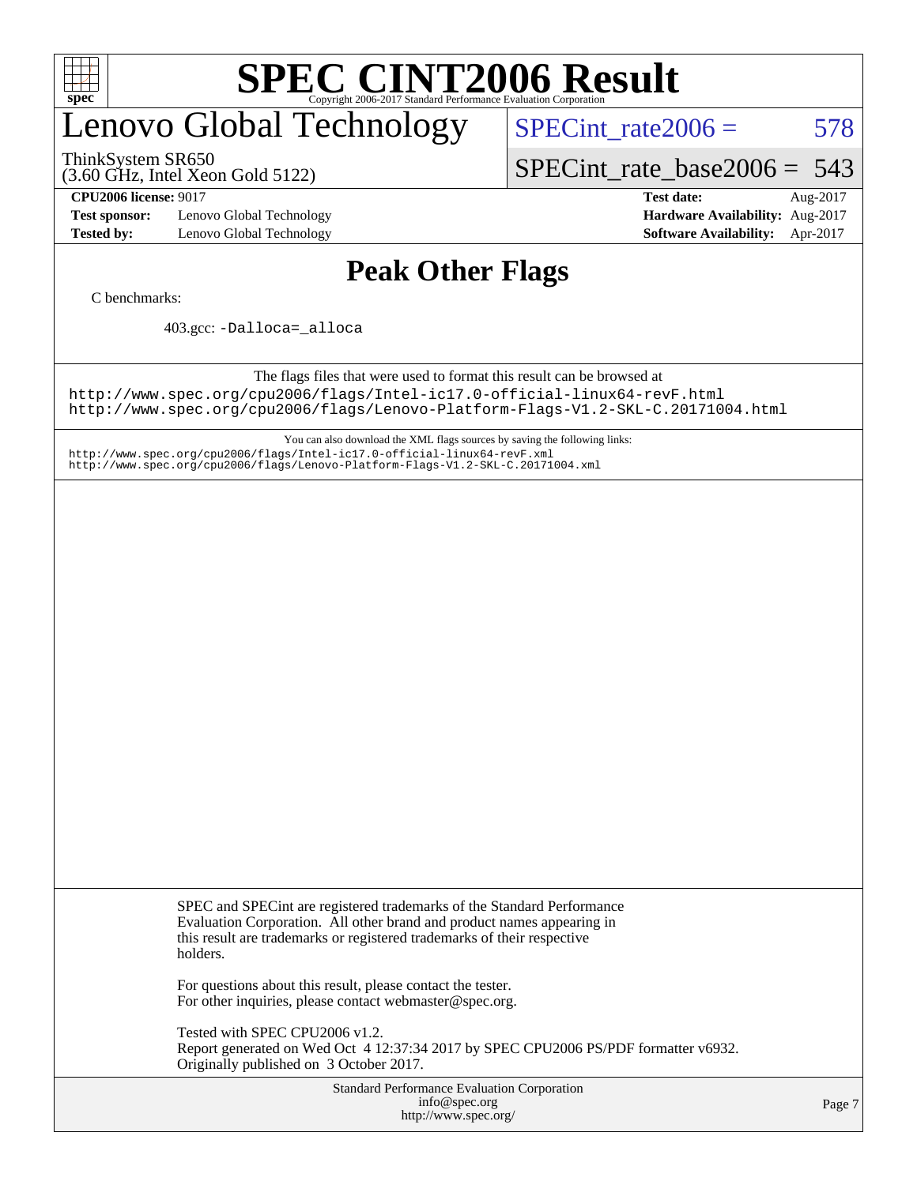## Peak Other Flags

C benchmarks:

403.gcc: -Dalloca=_alloca

The flags files that were used to format this result can be browsed at
http://www.spec.org/cpu2006/flags/Intel-ic17.0-official-linux64-revF.html
http://www.spec.org/cpu2006/flags/Lenovo-Platform-Flags-V1.2-SKL-C.20171004.html

You can also download the XML flags sources by saving the following links:
http://www.spec.org/cpu2006/flags/Intel-ic17.0-official-linux64-revF.xml
http://www.spec.org/cpu2006/flags/Lenovo-Platform-Flags-V1.2-SKL-C.20171004.xml

SPEC and SPECint are registered trademarks of the Standard Performance Evaluation Corporation. All other brand and product names appearing in this result are trademarks or registered trademarks of their respective holders.

For questions about this result, please contact the tester.
For other inquiries, please contact webmaster@spec.org.

Tested with SPEC CPU2006 v1.2.
Report generated on Wed Oct 4 12:37:34 2017 by SPEC CPU2006 PS/PDF formatter v6932.
Originally published on 3 October 2017.